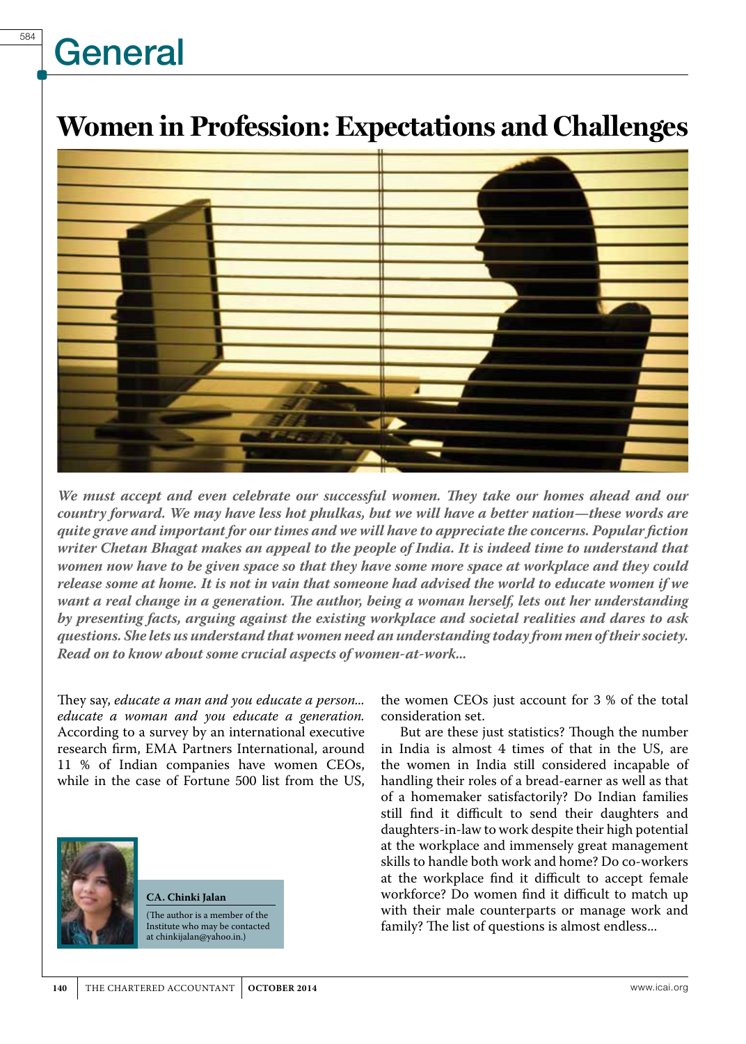# General

## Women in Profession: Expectations and Challenges

***We must accept and even celebrate our successful women. They take our homes ahead and our country forward. We may have less hot phulkas, but we will have a better nation—these words are quite grave and important for our times and we will have to appreciate the concerns. Popular fiction writer Chetan Bhagat makes an appeal to the people of India. It is indeed time to understand that women now have to be given space so that they have some more space at workplace and they could release some at home. It is not in vain that someone had advised the world to educate women if we want a real change in a generation. The author, being a woman herself, lets out her understanding by presenting facts, arguing against the existing workplace and societal realities and dares to ask questions. She lets us understand that women need an understanding today from men of their society. Read on to know about some crucial aspects of women-at-work...***

They say, *educate a man and you educate a person... educate a woman and you educate a generation.* According to a survey by an international executive research firm, EMA Partners International, around 11 % of Indian companies have women CEOs, while in the case of Fortune 500 list from the US, the women CEOs just account for 3 % of the total consideration set.

**CA. Chinki Jalan**

(The author is a member of the Institute who may be contacted at chinkijalan@yahoo.in.)

But are these just statistics? Though the number in India is almost 4 times of that in the US, are the women in India still considered incapable of handling their roles of a bread-earner as well as that of a homemaker satisfactorily? Do Indian families still find it difficult to send their daughters and daughters-in-law to work despite their high potential at the workplace and immensely great management skills to handle both work and home? Do co-workers at the workplace find it difficult to accept female workforce? Do women find it difficult to match up with their male counterparts or manage work and family? The list of questions is almost endless...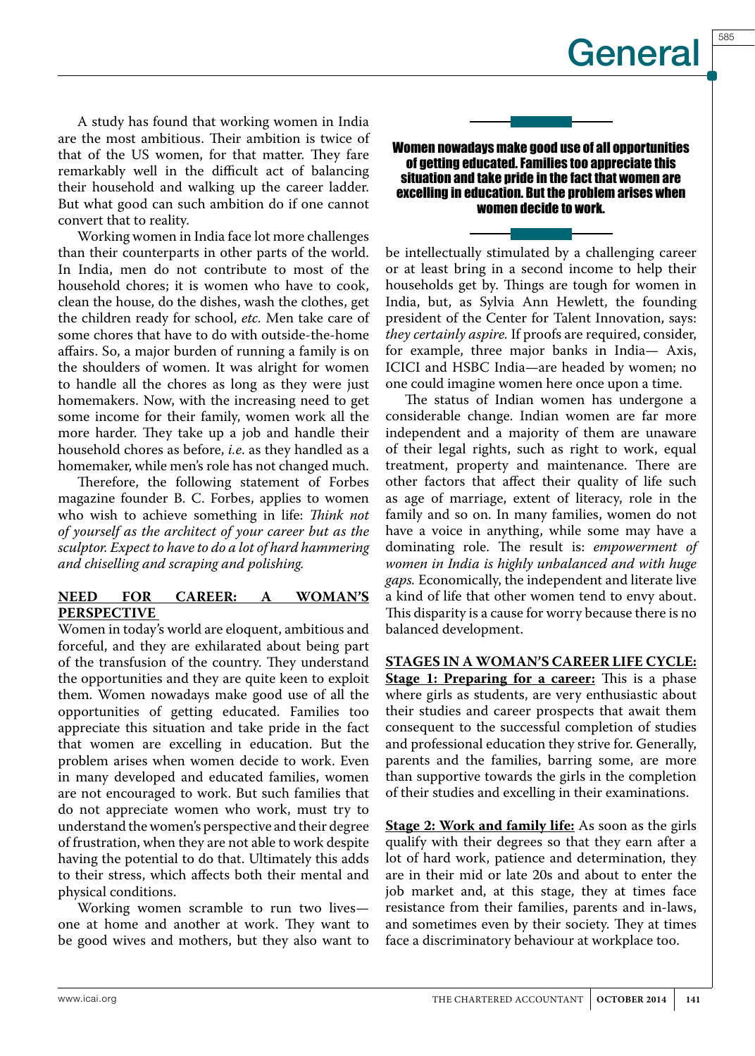A study has found that working women in India are the most ambitious. Their ambition is twice of that of the US women, for that matter. They fare remarkably well in the difficult act of balancing their household and walking up the career ladder. But what good can such ambition do if one cannot convert that to reality.

Working women in India face lot more challenges than their counterparts in other parts of the world. In India, men do not contribute to most of the household chores; it is women who have to cook, clean the house, do the dishes, wash the clothes, get the children ready for school, *etc.* Men take care of some chores that have to do with outside-the-home affairs. So, a major burden of running a family is on the shoulders of women. It was alright for women to handle all the chores as long as they were just homemakers. Now, with the increasing need to get some income for their family, women work all the more harder. They take up a job and handle their household chores as before, *i.e.* as they handled as a homemaker, while men's role has not changed much.

Therefore, the following statement of Forbes magazine founder B. C. Forbes, applies to women who wish to achieve something in life: *Think not of yourself as the architect of your career but as the sculptor. Expect to have to do a lot of hard hammering and chiselling and scraping and polishing.*

**NEED FOR CAREER: A WOMAN'S PERSPECTIVE**

Women in today's world are eloquent, ambitious and forceful, and they are exhilarated about being part of the transfusion of the country. They understand the opportunities and they are quite keen to exploit them. Women nowadays make good use of all the opportunities of getting educated. Families too appreciate this situation and take pride in the fact that women are excelling in education. But the problem arises when women decide to work. Even in many developed and educated families, women are not encouraged to work. But such families that do not appreciate women who work, must try to understand the women's perspective and their degree of frustration, when they are not able to work despite having the potential to do that. Ultimately this adds to their stress, which affects both their mental and physical conditions.

Working women scramble to run two lives—one at home and another at work. They want to be good wives and mothers, but they also want to be intellectually stimulated by a challenging career or at least bring in a second income to help their households get by. Things are tough for women in India, but, as Sylvia Ann Hewlett, the founding president of the Center for Talent Innovation, says: *they certainly aspire.* If proofs are required, consider, for example, three major banks in India— Axis, ICICI and HSBC India—are headed by women; no one could imagine women here once upon a time.

**Women nowadays make good use of all opportunities of getting educated. Families too appreciate this situation and take pride in the fact that women are excelling in education. But the problem arises when women decide to work.**

The status of Indian women has undergone a considerable change. Indian women are far more independent and a majority of them are unaware of their legal rights, such as right to work, equal treatment, property and maintenance. There are other factors that affect their quality of life such as age of marriage, extent of literacy, role in the family and so on. In many families, women do not have a voice in anything, while some may have a dominating role. The result is: *empowerment of women in India is highly unbalanced and with huge gaps.* Economically, the independent and literate live a kind of life that other women tend to envy about. This disparity is a cause for worry because there is no balanced development.

**STAGES IN A WOMAN'S CAREER LIFE CYCLE:**

**Stage 1: Preparing for a career:** This is a phase where girls as students, are very enthusiastic about their studies and career prospects that await them consequent to the successful completion of studies and professional education they strive for. Generally, parents and the families, barring some, are more than supportive towards the girls in the completion of their studies and excelling in their examinations.

**Stage 2: Work and family life:** As soon as the girls qualify with their degrees so that they earn after a lot of hard work, patience and determination, they are in their mid or late 20s and about to enter the job market and, at this stage, they at times face resistance from their families, parents and in-laws, and sometimes even by their society. They at times face a discriminatory behaviour at workplace too.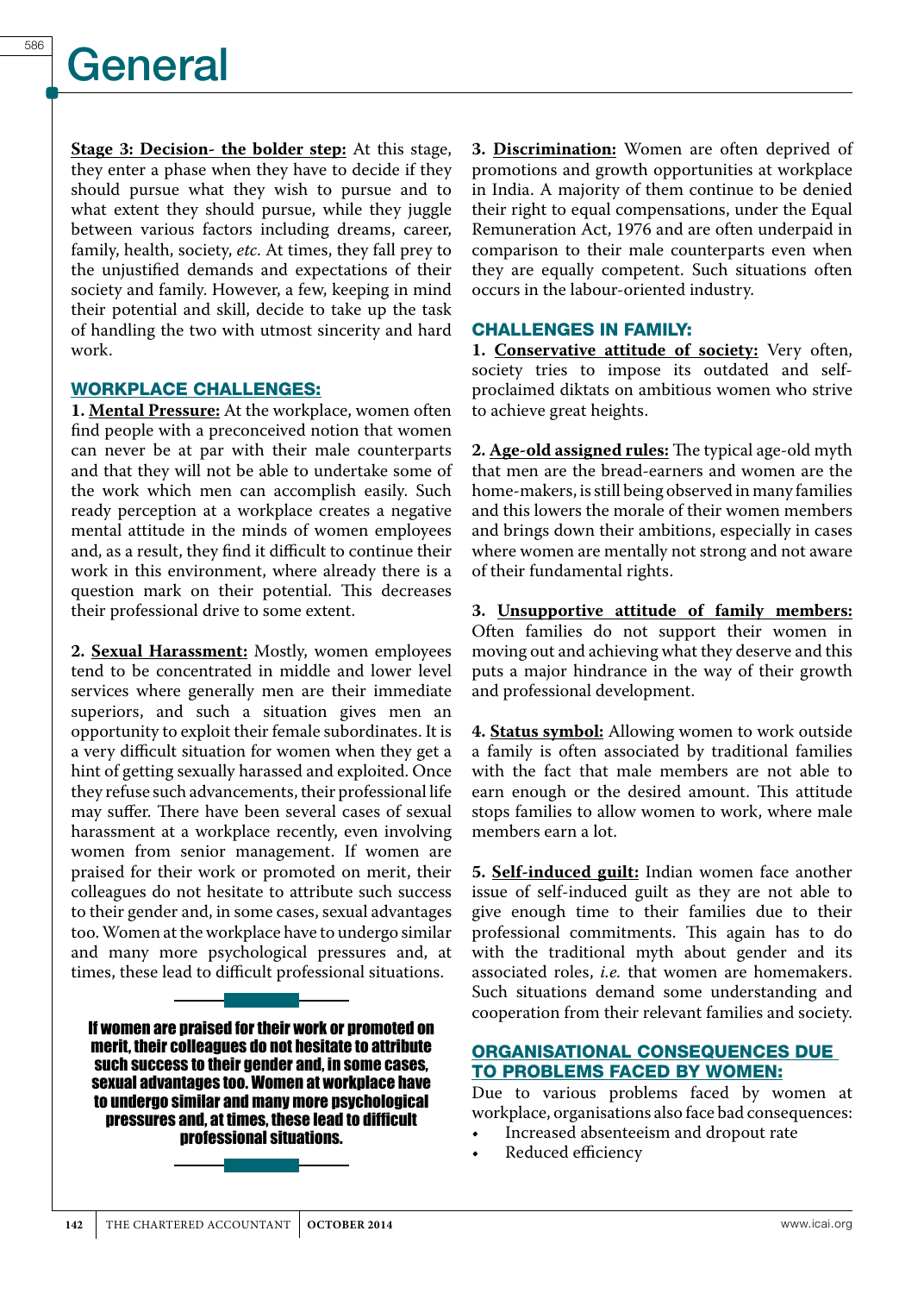**Stage 3: Decision- the bolder step:** At this stage, they enter a phase when they have to decide if they should pursue what they wish to pursue and to what extent they should pursue, while they juggle between various factors including dreams, career, family, health, society, *etc*. At times, they fall prey to the unjustified demands and expectations of their society and family. However, a few, keeping in mind their potential and skill, decide to take up the task of handling the two with utmost sincerity and hard work.

## WORKPLACE CHALLENGES:

**1. Mental Pressure:** At the workplace, women often find people with a preconceived notion that women can never be at par with their male counterparts and that they will not be able to undertake some of the work which men can accomplish easily. Such ready perception at a workplace creates a negative mental attitude in the minds of women employees and, as a result, they find it difficult to continue their work in this environment, where already there is a question mark on their potential. This decreases their professional drive to some extent.

**2. Sexual Harassment:** Mostly, women employees tend to be concentrated in middle and lower level services where generally men are their immediate superiors, and such a situation gives men an opportunity to exploit their female subordinates. It is a very difficult situation for women when they get a hint of getting sexually harassed and exploited. Once they refuse such advancements, their professional life may suffer. There have been several cases of sexual harassment at a workplace recently, even involving women from senior management. If women are praised for their work or promoted on merit, their colleagues do not hesitate to attribute such success to their gender and, in some cases, sexual advantages too. Women at the workplace have to undergo similar and many more psychological pressures and, at times, these lead to difficult professional situations.

> **If women are praised for their work or promoted on merit, their colleagues do not hesitate to attribute such success to their gender and, in some cases, sexual advantages too. Women at workplace have to undergo similar and many more psychological pressures and, at times, these lead to difficult professional situations.**

**3. Discrimination:** Women are often deprived of promotions and growth opportunities at workplace in India. A majority of them continue to be denied their right to equal compensations, under the Equal Remuneration Act, 1976 and are often underpaid in comparison to their male counterparts even when they are equally competent. Such situations often occurs in the labour-oriented industry.

## CHALLENGES IN FAMILY:

**1. Conservative attitude of society:** Very often, society tries to impose its outdated and self-proclaimed diktats on ambitious women who strive to achieve great heights.

**2. Age-old assigned rules:** The typical age-old myth that men are the bread-earners and women are the home-makers, is still being observed in many families and this lowers the morale of their women members and brings down their ambitions, especially in cases where women are mentally not strong and not aware of their fundamental rights.

**3. Unsupportive attitude of family members:** Often families do not support their women in moving out and achieving what they deserve and this puts a major hindrance in the way of their growth and professional development.

**4. Status symbol:** Allowing women to work outside a family is often associated by traditional families with the fact that male members are not able to earn enough or the desired amount. This attitude stops families to allow women to work, where male members earn a lot.

**5. Self-induced guilt:** Indian women face another issue of self-induced guilt as they are not able to give enough time to their families due to their professional commitments. This again has to do with the traditional myth about gender and its associated roles, *i.e.* that women are homemakers. Such situations demand some understanding and cooperation from their relevant families and society.

## ORGANISATIONAL CONSEQUENCES DUE TO PROBLEMS FACED BY WOMEN:

Due to various problems faced by women at workplace, organisations also face bad consequences:

- Increased absenteeism and dropout rate
- Reduced efficiency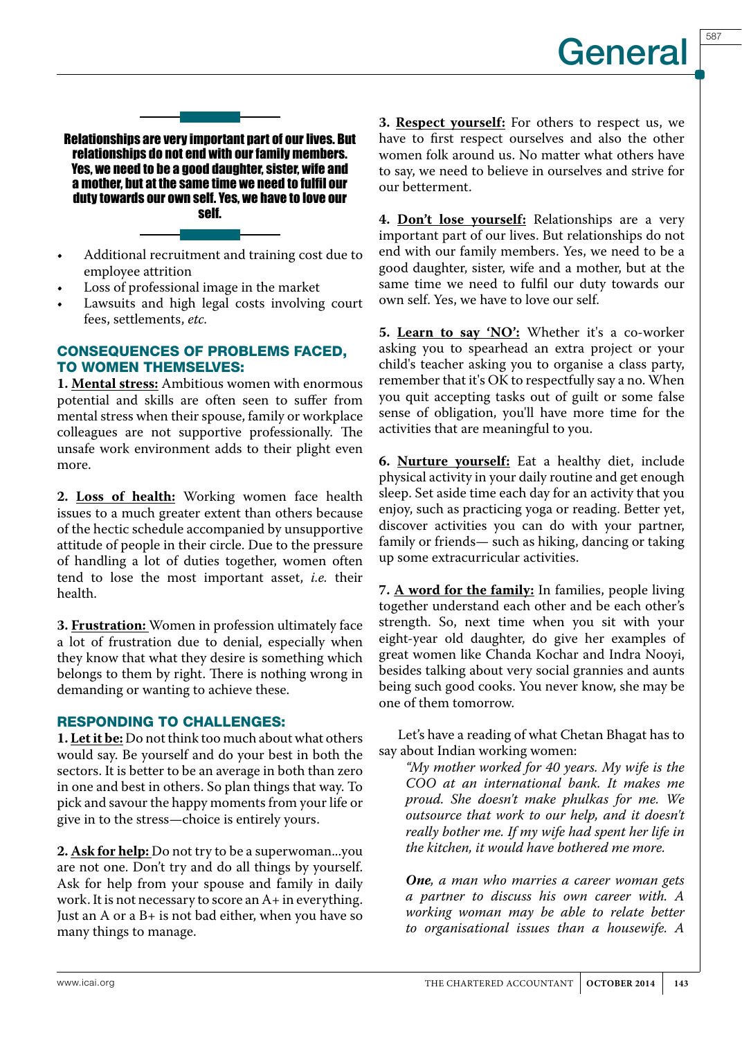**Relationships are very important part of our lives. But relationships do not end with our family members. Yes, we need to be a good daughter, sister, wife and a mother, but at the same time we need to fulfil our duty towards our own self. Yes, we have to love our self.**

- Additional recruitment and training cost due to employee attrition
- Loss of professional image in the market
- Lawsuits and high legal costs involving court fees, settlements, *etc.*

## CONSEQUENCES OF PROBLEMS FACED, TO WOMEN THEMSELVES:

**1. Mental stress:** Ambitious women with enormous potential and skills are often seen to suffer from mental stress when their spouse, family or workplace colleagues are not supportive professionally. The unsafe work environment adds to their plight even more.

**2. Loss of health:** Working women face health issues to a much greater extent than others because of the hectic schedule accompanied by unsupportive attitude of people in their circle. Due to the pressure of handling a lot of duties together, women often tend to lose the most important asset, *i.e.* their health.

**3. Frustration:** Women in profession ultimately face a lot of frustration due to denial, especially when they know that what they desire is something which belongs to them by right. There is nothing wrong in demanding or wanting to achieve these.

## RESPONDING TO CHALLENGES:

**1. Let it be:** Do not think too much about what others would say. Be yourself and do your best in both the sectors. It is better to be an average in both than zero in one and best in others. So plan things that way. To pick and savour the happy moments from your life or give in to the stress—choice is entirely yours.

**2. Ask for help:** Do not try to be a superwoman...you are not one. Don't try and do all things by yourself. Ask for help from your spouse and family in daily work. It is not necessary to score an A+ in everything. Just an A or a B+ is not bad either, when you have so many things to manage.

**3. Respect yourself:** For others to respect us, we have to first respect ourselves and also the other women folk around us. No matter what others have to say, we need to believe in ourselves and strive for our betterment.

**4. Don't lose yourself:** Relationships are a very important part of our lives. But relationships do not end with our family members. Yes, we need to be a good daughter, sister, wife and a mother, but at the same time we need to fulfil our duty towards our own self. Yes, we have to love our self.

**5. Learn to say 'NO':** Whether it's a co-worker asking you to spearhead an extra project or your child's teacher asking you to organise a class party, remember that it's OK to respectfully say a no. When you quit accepting tasks out of guilt or some false sense of obligation, you'll have more time for the activities that are meaningful to you.

**6. Nurture yourself:** Eat a healthy diet, include physical activity in your daily routine and get enough sleep. Set aside time each day for an activity that you enjoy, such as practicing yoga or reading. Better yet, discover activities you can do with your partner, family or friends— such as hiking, dancing or taking up some extracurricular activities.

**7. A word for the family:** In families, people living together understand each other and be each other's strength. So, next time when you sit with your eight-year old daughter, do give her examples of great women like Chanda Kochar and Indra Nooyi, besides talking about very social grannies and aunts being such good cooks. You never know, she may be one of them tomorrow.

Let's have a reading of what Chetan Bhagat has to say about Indian working women:

> *"My mother worked for 40 years. My wife is the COO at an international bank. It makes me proud. She doesn't make phulkas for me. We outsource that work to our help, and it doesn't really bother me. If my wife had spent her life in the kitchen, it would have bothered me more.*
>
> ***One**, a man who marries a career woman gets a partner to discuss his own career with. A working woman may be able to relate better to organisational issues than a housewife. A*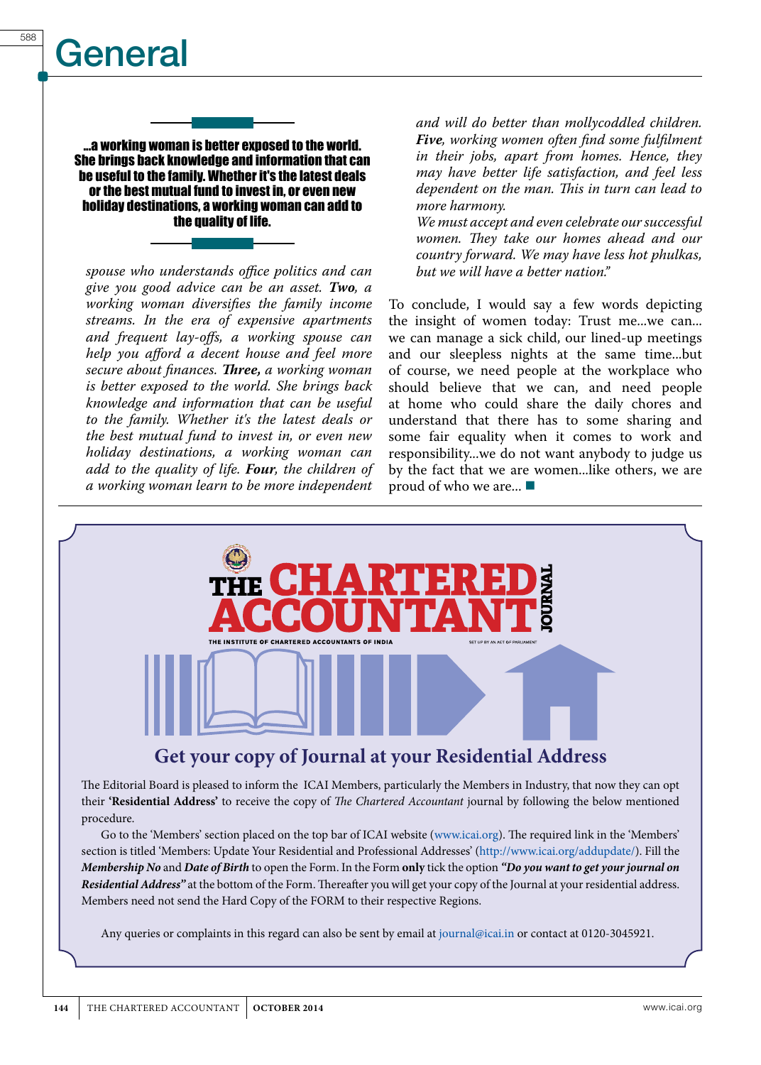> ...a working woman is better exposed to the world. She brings back knowledge and information that can be useful to the family. Whether it's the latest deals or the best mutual fund to invest in, or even new holiday destinations, a working woman can add to the quality of life.

*spouse who understands office politics and can give you good advice can be an asset.* ***Two,*** *a working woman diversifies the family income streams. In the era of expensive apartments and frequent lay-offs, a working spouse can help you afford a decent house and feel more secure about finances.* ***Three,*** *a working woman is better exposed to the world. She brings back knowledge and information that can be useful to the family. Whether it's the latest deals or the best mutual fund to invest in, or even new holiday destinations, a working woman can add to the quality of life.* ***Four,*** *the children of a working woman learn to be more independent and will do better than mollycoddled children.* ***Five,*** *working women often find some fulfilment in their jobs, apart from homes. Hence, they may have better life satisfaction, and feel less dependent on the man. This in turn can lead to more harmony.*

*We must accept and even celebrate our successful women. They take our homes ahead and our country forward. We may have less hot phulkas, but we will have a better nation."*

To conclude, I would say a few words depicting the insight of women today: Trust me...we can... we can manage a sick child, our lined-up meetings and our sleepless nights at the same time...but of course, we need people at the workplace who should believe that we can, and need people at home who could share the daily chores and understand that there has to some sharing and some fair equality when it comes to work and responsibility...we do not want anybody to judge us by the fact that we are women...like others, we are proud of who we are... ■

---

THE CHARTERED ACCOUNTANT JOURNAL

THE INSTITUTE OF CHARTERED ACCOUNTANTS OF INDIA

SET UP BY AN ACT OF PARLIAMENT

## Get your copy of Journal at your Residential Address

The Editorial Board is pleased to inform the ICAI Members, particularly the Members in Industry, that now they can opt their **'Residential Address'** to receive the copy of *The Chartered Accountant* journal by following the below mentioned procedure.

Go to the 'Members' section placed on the top bar of ICAI website (www.icai.org). The required link in the 'Members' section is titled 'Members: Update Your Residential and Professional Addresses' (http://www.icai.org/addupdate/). Fill the ***Membership No*** and ***Date of Birth*** to open the Form. In the Form **only** tick the option ***"Do you want to get your journal on Residential Address"*** at the bottom of the Form. Thereafter you will get your copy of the Journal at your residential address. Members need not send the Hard Copy of the FORM to their respective Regions.

Any queries or complaints in this regard can also be sent by email at journal@icai.in or contact at 0120-3045921.